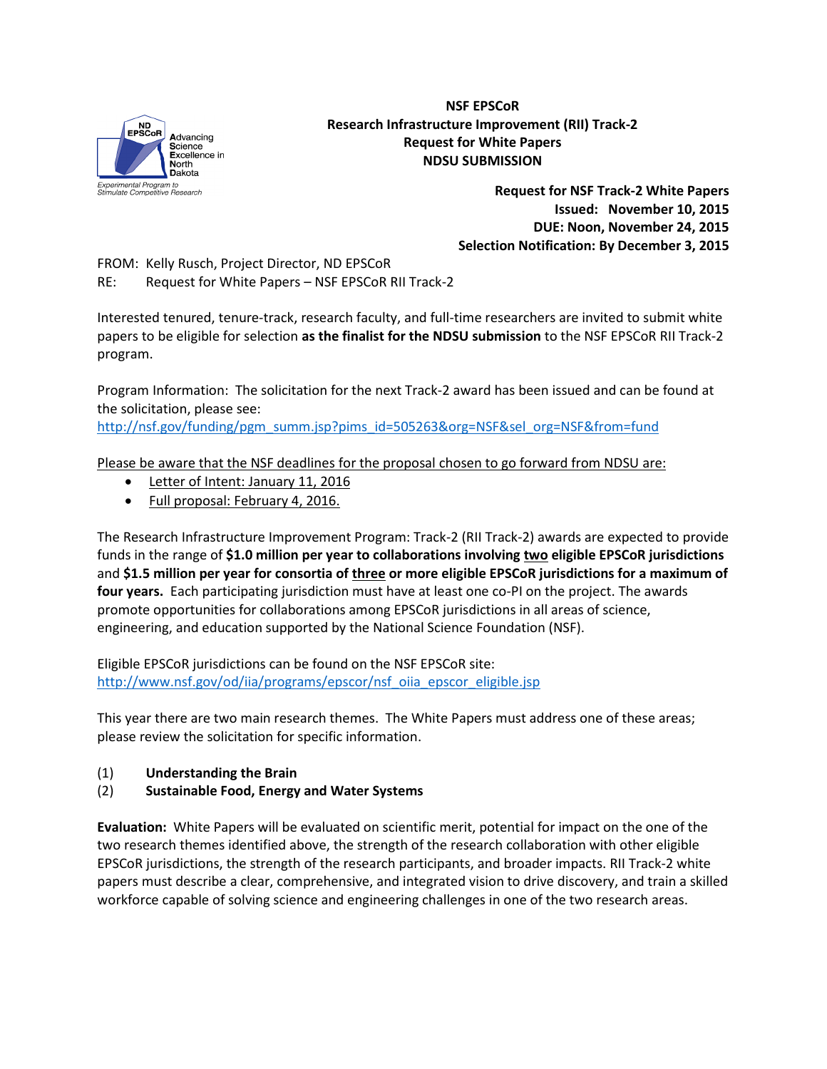**NSF EPSCoR**
**Research Infrastructure Improvement (RII) Track-2**
**Request for White Papers**
**NDSU SUBMISSION**

**Request for NSF Track-2 White Papers**
**Issued: November 10, 2015**
**DUE: Noon, November 24, 2015**
**Selection Notification: By December 3, 2015**

FROM: Kelly Rusch, Project Director, ND EPSCoR
RE: Request for White Papers – NSF EPSCoR RII Track-2

Interested tenured, tenure-track, research faculty, and full-time researchers are invited to submit white papers to be eligible for selection **as the finalist for the NDSU submission** to the NSF EPSCoR RII Track-2 program.

Program Information: The solicitation for the next Track-2 award has been issued and can be found at the solicitation, please see:
http://nsf.gov/funding/pgm_summ.jsp?pims_id=505263&org=NSF&sel_org=NSF&from=fund

Please be aware that the NSF deadlines for the proposal chosen to go forward from NDSU are:

- Letter of Intent: January 11, 2016
- Full proposal: February 4, 2016.

The Research Infrastructure Improvement Program: Track-2 (RII Track-2) awards are expected to provide funds in the range of **$1.0 million per year to collaborations involving two eligible EPSCoR jurisdictions** and **$1.5 million per year for consortia of three or more eligible EPSCoR jurisdictions for a maximum of four years.** Each participating jurisdiction must have at least one co-PI on the project. The awards promote opportunities for collaborations among EPSCoR jurisdictions in all areas of science, engineering, and education supported by the National Science Foundation (NSF).

Eligible EPSCoR jurisdictions can be found on the NSF EPSCoR site:
http://www.nsf.gov/od/iia/programs/epscor/nsf_oiia_epscor_eligible.jsp

This year there are two main research themes. The White Papers must address one of these areas; please review the solicitation for specific information.

(1) **Understanding the Brain**
(2) **Sustainable Food, Energy and Water Systems**

**Evaluation:** White Papers will be evaluated on scientific merit, potential for impact on the one of the two research themes identified above, the strength of the research collaboration with other eligible EPSCoR jurisdictions, the strength of the research participants, and broader impacts. RII Track-2 white papers must describe a clear, comprehensive, and integrated vision to drive discovery, and train a skilled workforce capable of solving science and engineering challenges in one of the two research areas.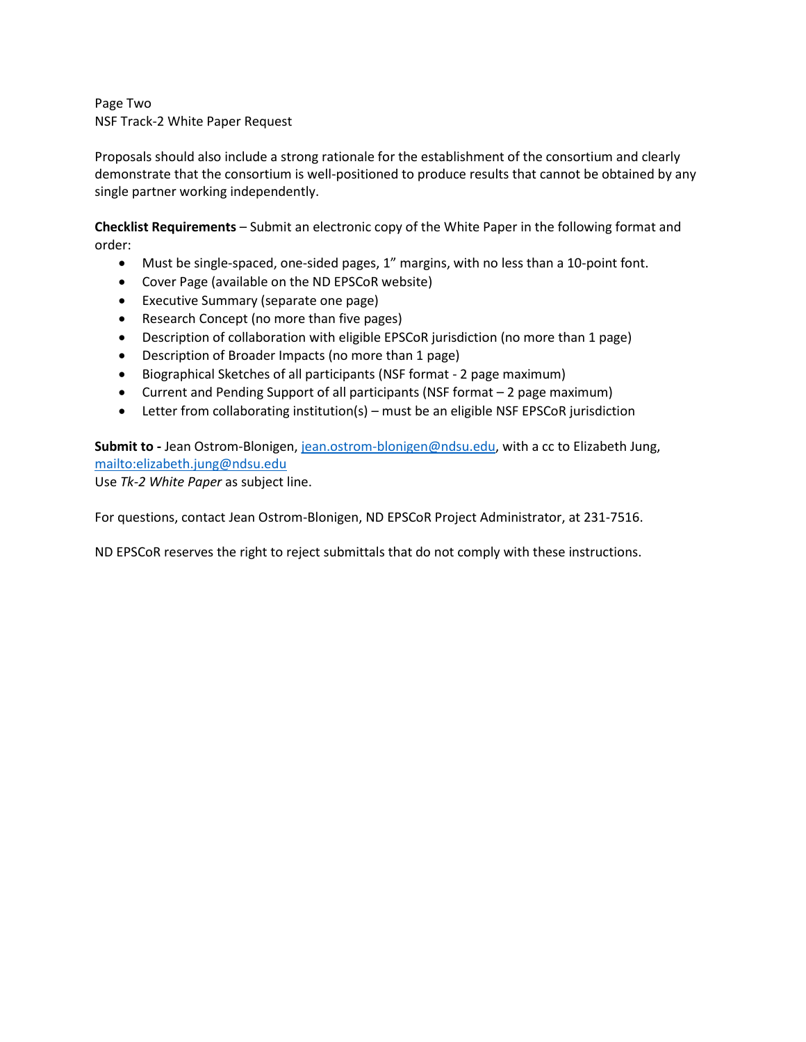Page Two
NSF Track-2 White Paper Request

Proposals should also include a strong rationale for the establishment of the consortium and clearly demonstrate that the consortium is well-positioned to produce results that cannot be obtained by any single partner working independently.

**Checklist Requirements** – Submit an electronic copy of the White Paper in the following format and order:

- Must be single-spaced, one-sided pages, 1” margins, with no less than a 10-point font.
- Cover Page (available on the ND EPSCoR website)
- Executive Summary (separate one page)
- Research Concept (no more than five pages)
- Description of collaboration with eligible EPSCoR jurisdiction (no more than 1 page)
- Description of Broader Impacts (no more than 1 page)
- Biographical Sketches of all participants (NSF format - 2 page maximum)
- Current and Pending Support of all participants (NSF format – 2 page maximum)
- Letter from collaborating institution(s) – must be an eligible NSF EPSCoR jurisdiction

**Submit to -** Jean Ostrom-Blonigen, jean.ostrom-blonigen@ndsu.edu, with a cc to Elizabeth Jung, mailto:elizabeth.jung@ndsu.edu
Use *Tk-2 White Paper* as subject line.

For questions, contact Jean Ostrom-Blonigen, ND EPSCoR Project Administrator, at 231-7516.

ND EPSCoR reserves the right to reject submittals that do not comply with these instructions.